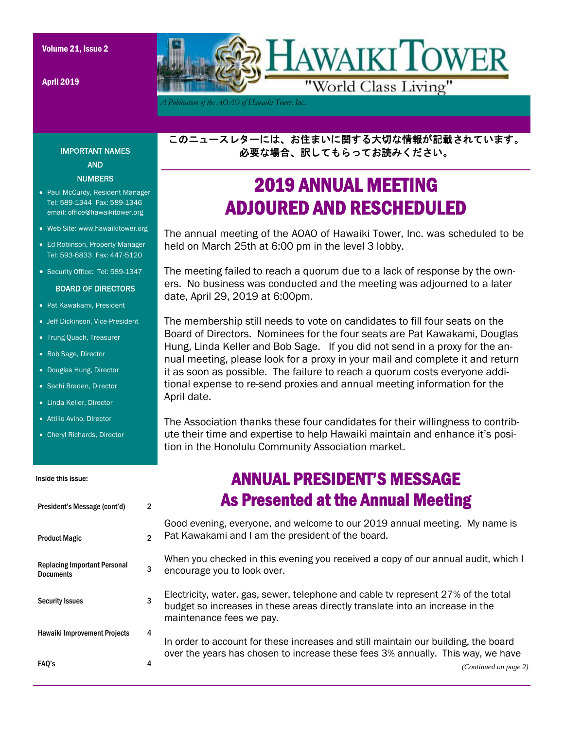# HAWAIKI TOWER

"World Class Living"

*A Publication of the AOAO of Hawaiki Tower, Inc.*

Volume 21, Issue 2

April 2019

このニュースレターには、お住まいに関する大切な情報が記載されています。必要な場合、訳してもらってお読みください。

## 2019 ANNUAL MEETING ADJOURED AND RESCHEDULED

The annual meeting of the AOAO of Hawaiki Tower, Inc. was scheduled to be held on March 25th at 6:00 pm in the level 3 lobby.

The meeting failed to reach a quorum due to a lack of response by the owners. No business was conducted and the meeting was adjourned to a later date, April 29, 2019 at 6:00pm.

The membership still needs to vote on candidates to fill four seats on the Board of Directors. Nominees for the four seats are Pat Kawakami, Douglas Hung, Linda Keller and Bob Sage. If you did not send in a proxy for the annual meeting, please look for a proxy in your mail and complete it and return it as soon as possible. The failure to reach a quorum costs everyone additional expense to re-send proxies and annual meeting information for the April date.

The Association thanks these four candidates for their willingness to contribute their time and expertise to help Hawaiki maintain and enhance it's position in the Honolulu Community Association market.

## ANNUAL PRESIDENT'S MESSAGE As Presented at the Annual Meeting

Good evening, everyone, and welcome to our 2019 annual meeting. My name is Pat Kawakami and I am the president of the board.

When you checked in this evening you received a copy of our annual audit, which I encourage you to look over.

Electricity, water, gas, sewer, telephone and cable tv represent 27% of the total budget so increases in these areas directly translate into an increase in the maintenance fees we pay.

In order to account for these increases and still maintain our building, the board over the years has chosen to increase these fees 3% annually. This way, we have

*(Continued on page 2)*

### IMPORTANT NAMES AND NUMBERS

- Paul McCurdy, Resident Manager Tel: 589-1344 Fax: 589-1346 email: office@hawaikitower.org
- Web Site: www.hawaikitower.org
- Ed Robinson, Property Manager Tel: 593-6833 Fax: 447-5120
- Security Office: Tel: 589-1347

### BOARD OF DIRECTORS

- Pat Kawakami, President
- Jeff Dickinson, Vice-President
- Trung Quach, Treasurer
- Bob Sage, Director
- Douglas Hung, Director
- Sachi Braden, Director
- Linda Keller, Director
- Attilio Avino, Director
- Cheryl Richards, Director

### Inside this issue:

| | |
|---|---|
| President's Message (cont'd) | 2 |
| Product Magic | 2 |
| Replacing Important Personal Documents | 3 |
| Security Issues | 3 |
| Hawaiki Improvement Projects | 4 |
| FAQ's | 4 |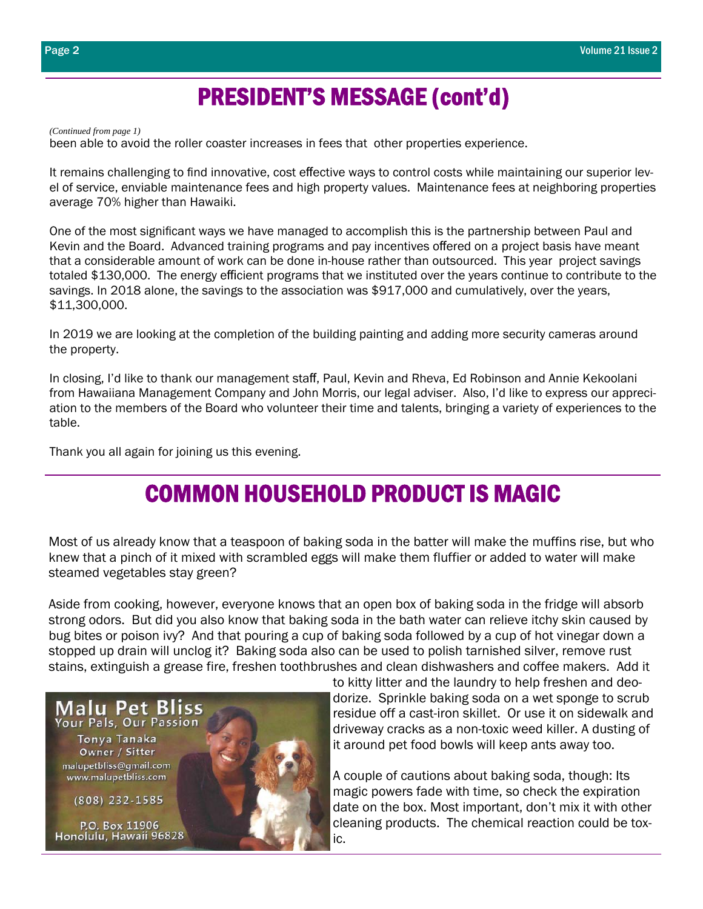# PRESIDENT'S MESSAGE (cont'd)

*(Continued from page 1)*

been able to avoid the roller coaster increases in fees that other properties experience.

It remains challenging to find innovative, cost effective ways to control costs while maintaining our superior level of service, enviable maintenance fees and high property values. Maintenance fees at neighboring properties average 70% higher than Hawaiki.

One of the most significant ways we have managed to accomplish this is the partnership between Paul and Kevin and the Board. Advanced training programs and pay incentives offered on a project basis have meant that a considerable amount of work can be done in-house rather than outsourced. This year project savings totaled $130,000. The energy efficient programs that we instituted over the years continue to contribute to the savings. In 2018 alone, the savings to the association was $917,000 and cumulatively, over the years, $11,300,000.

In 2019 we are looking at the completion of the building painting and adding more security cameras around the property.

In closing, I'd like to thank our management staff, Paul, Kevin and Rheva, Ed Robinson and Annie Kekoolani from Hawaiiana Management Company and John Morris, our legal adviser. Also, I'd like to express our appreciation to the members of the Board who volunteer their time and talents, bringing a variety of experiences to the table.

Thank you all again for joining us this evening.

# COMMON HOUSEHOLD PRODUCT IS MAGIC

Most of us already know that a teaspoon of baking soda in the batter will make the muffins rise, but who knew that a pinch of it mixed with scrambled eggs will make them fluffier or added to water will make steamed vegetables stay green?

Aside from cooking, however, everyone knows that an open box of baking soda in the fridge will absorb strong odors. But did you also know that baking soda in the bath water can relieve itchy skin caused by bug bites or poison ivy? And that pouring a cup of baking soda followed by a cup of hot vinegar down a stopped up drain will unclog it? Baking soda also can be used to polish tarnished silver, remove rust stains, extinguish a grease fire, freshen toothbrushes and clean dishwashers and coffee makers. Add it to kitty litter and the laundry to help freshen and deodorize. Sprinkle baking soda on a wet sponge to scrub residue off a cast-iron skillet. Or use it on sidewalk and driveway cracks as a non-toxic weed killer. A dusting of it around pet food bowls will keep ants away too.

A couple of cautions about baking soda, though: Its magic powers fade with time, so check the expiration date on the box. Most important, don't mix it with other cleaning products. The chemical reaction could be toxic.

**Malu Pet Bliss**
Your Pals, Our Passion

Tonya Tanaka
Owner / Sitter
malupetbliss@gmail.com
www.malupetbliss.com

(808) 232-1585

P.O. Box 11906
Honolulu, Hawaii 96828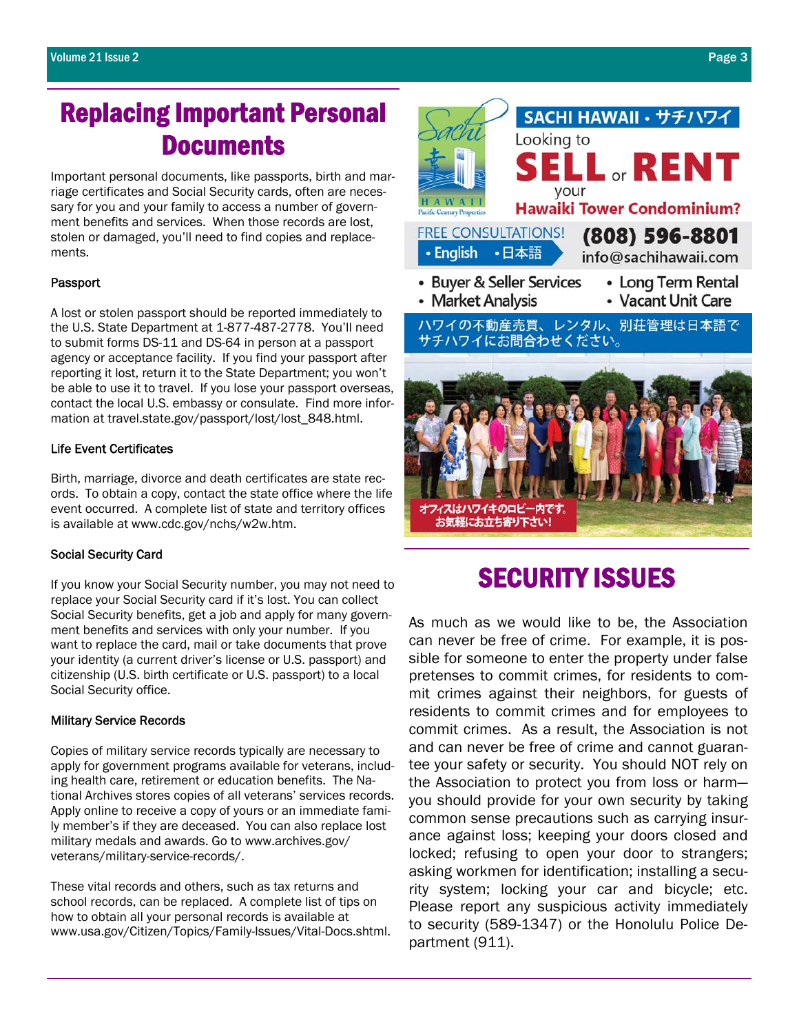# Replacing Important Personal Documents

Important personal documents, like passports, birth and marriage certificates and Social Security cards, often are necessary for you and your family to access a number of government benefits and services. When those records are lost, stolen or damaged, you'll need to find copies and replacements.

### Passport

A lost or stolen passport should be reported immediately to the U.S. State Department at 1-877-487-2778. You'll need to submit forms DS-11 and DS-64 in person at a passport agency or acceptance facility. If you find your passport after reporting it lost, return it to the State Department; you won't be able to use it to travel. If you lose your passport overseas, contact the local U.S. embassy or consulate. Find more information at travel.state.gov/passport/lost/lost_848.html.

### Life Event Certificates

Birth, marriage, divorce and death certificates are state records. To obtain a copy, contact the state office where the life event occurred. A complete list of state and territory offices is available at www.cdc.gov/nchs/w2w.htm.

### Social Security Card

If you know your Social Security number, you may not need to replace your Social Security card if it's lost. You can collect Social Security benefits, get a job and apply for many government benefits and services with only your number. If you want to replace the card, mail or take documents that prove your identity (a current driver's license or U.S. passport) and citizenship (U.S. birth certificate or U.S. passport) to a local Social Security office.

### Military Service Records

Copies of military service records typically are necessary to apply for government programs available for veterans, including health care, retirement or education benefits. The National Archives stores copies of all veterans' services records. Apply online to receive a copy of yours or an immediate family member's if they are deceased. You can also replace lost military medals and awards. Go to www.archives.gov/veterans/military-service-records/.

These vital records and others, such as tax returns and school records, can be replaced. A complete list of tips on how to obtain all your personal records is available at www.usa.gov/Citizen/Topics/Family-Issues/Vital-Docs.shtml.

**SACHI HAWAII・サチハワイ**

Looking to **SELL** or **RENT** your **Hawaiki Tower Condominium?**

FREE CONSULTATIONS! • English • 日本語

**(808) 596-8801**

info@sachihawaii.com

- Buyer & Seller Services
- Market Analysis
- Long Term Rental
- Vacant Unit Care

ハワイの不動産売買、レンタル、別荘管理は日本語でサチハワイにお問合わせください。

オフィスはハワイキのロビー内です。お気軽にお立ち寄り下さい!

# SECURITY ISSUES

As much as we would like to be, the Association can never be free of crime. For example, it is possible for someone to enter the property under false pretenses to commit crimes, for residents to commit crimes against their neighbors, for guests of residents to commit crimes and for employees to commit crimes. As a result, the Association is not and can never be free of crime and cannot guarantee your safety or security. You should NOT rely on the Association to protect you from loss or harm—you should provide for your own security by taking common sense precautions such as carrying insurance against loss; keeping your doors closed and locked; refusing to open your door to strangers; asking workmen for identification; installing a security system; locking your car and bicycle; etc. Please report any suspicious activity immediately to security (589-1347) or the Honolulu Police Department (911).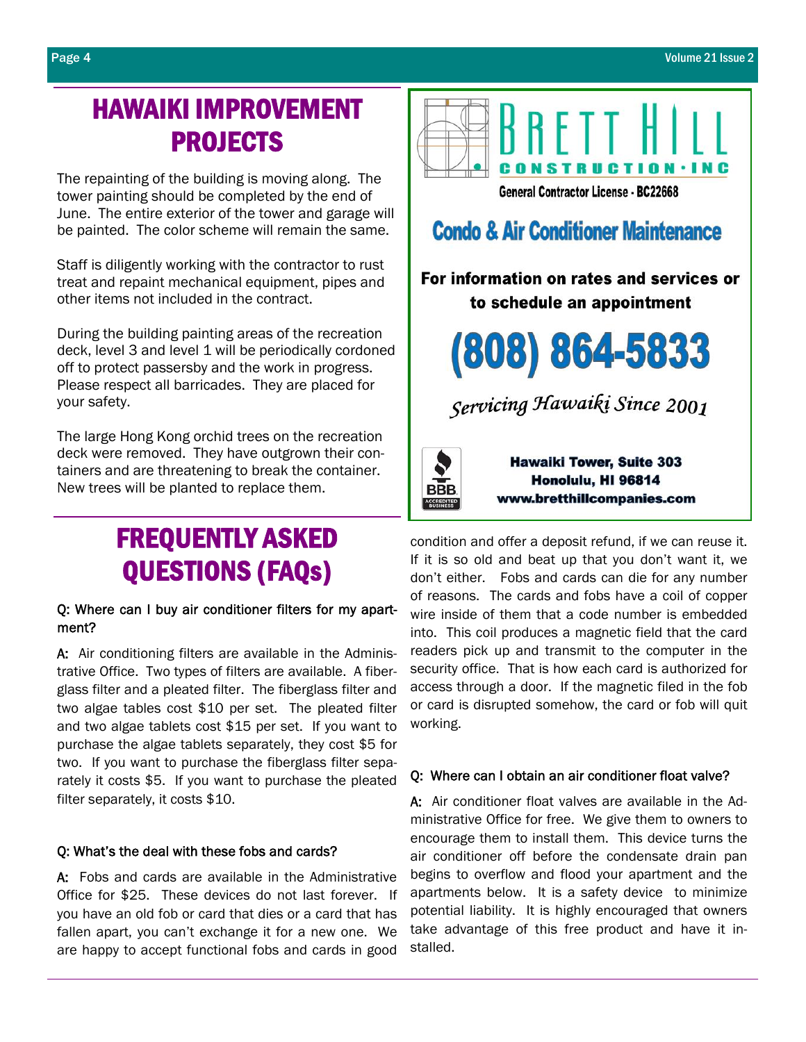# HAWAIKI IMPROVEMENT PROJECTS

The repainting of the building is moving along. The tower painting should be completed by the end of June. The entire exterior of the tower and garage will be painted. The color scheme will remain the same.

Staff is diligently working with the contractor to rust treat and repaint mechanical equipment, pipes and other items not included in the contract.

During the building painting areas of the recreation deck, level 3 and level 1 will be periodically cordoned off to protect passersby and the work in progress. Please respect all barricades. They are placed for your safety.

The large Hong Kong orchid trees on the recreation deck were removed. They have outgrown their containers and are threatening to break the container. New trees will be planted to replace them.

# FREQUENTLY ASKED QUESTIONS (FAQs)

**Q: Where can I buy air conditioner filters for my apartment?**

**A:** Air conditioning filters are available in the Administrative Office. Two types of filters are available. A fiberglass filter and a pleated filter. The fiberglass filter and two algae tables cost $10 per set. The pleated filter and two algae tablets cost $15 per set. If you want to purchase the algae tablets separately, they cost $5 for two. If you want to purchase the fiberglass filter separately it costs $5. If you want to purchase the pleated filter separately, it costs $10.

**Q: What's the deal with these fobs and cards?**

**A:** Fobs and cards are available in the Administrative Office for $25. These devices do not last forever. If you have an old fob or card that dies or a card that has fallen apart, you can't exchange it for a new one. We are happy to accept functional fobs and cards in good condition and offer a deposit refund, if we can reuse it. If it is so old and beat up that you don't want it, we don't either. Fobs and cards can die for any number of reasons. The cards and fobs have a coil of copper wire inside of them that a code number is embedded into. This coil produces a magnetic field that the card readers pick up and transmit to the computer in the security office. That is how each card is authorized for access through a door. If the magnetic filed in the fob or card is disrupted somehow, the card or fob will quit working.

**Q: Where can I obtain an air conditioner float valve?**

**A:** Air conditioner float valves are available in the Administrative Office for free. We give them to owners to encourage them to install them. This device turns the air conditioner off before the condensate drain pan begins to overflow and flood your apartment and the apartments below. It is a safety device to minimize potential liability. It is highly encouraged that owners take advantage of this free product and have it installed.

---

BRETT HILL CONSTRUCTION · INC

General Contractor License - BC22668

**Condo & Air Conditioner Maintenance**

**For information on rates and services or to schedule an appointment**

**(808) 864-5833**

*Servicing Hawaiki Since 2001*

BBB ACCREDITED BUSINESS

**Hawaiki Tower, Suite 303**
**Honolulu, HI 96814**
**www.bretthillcompanies.com**